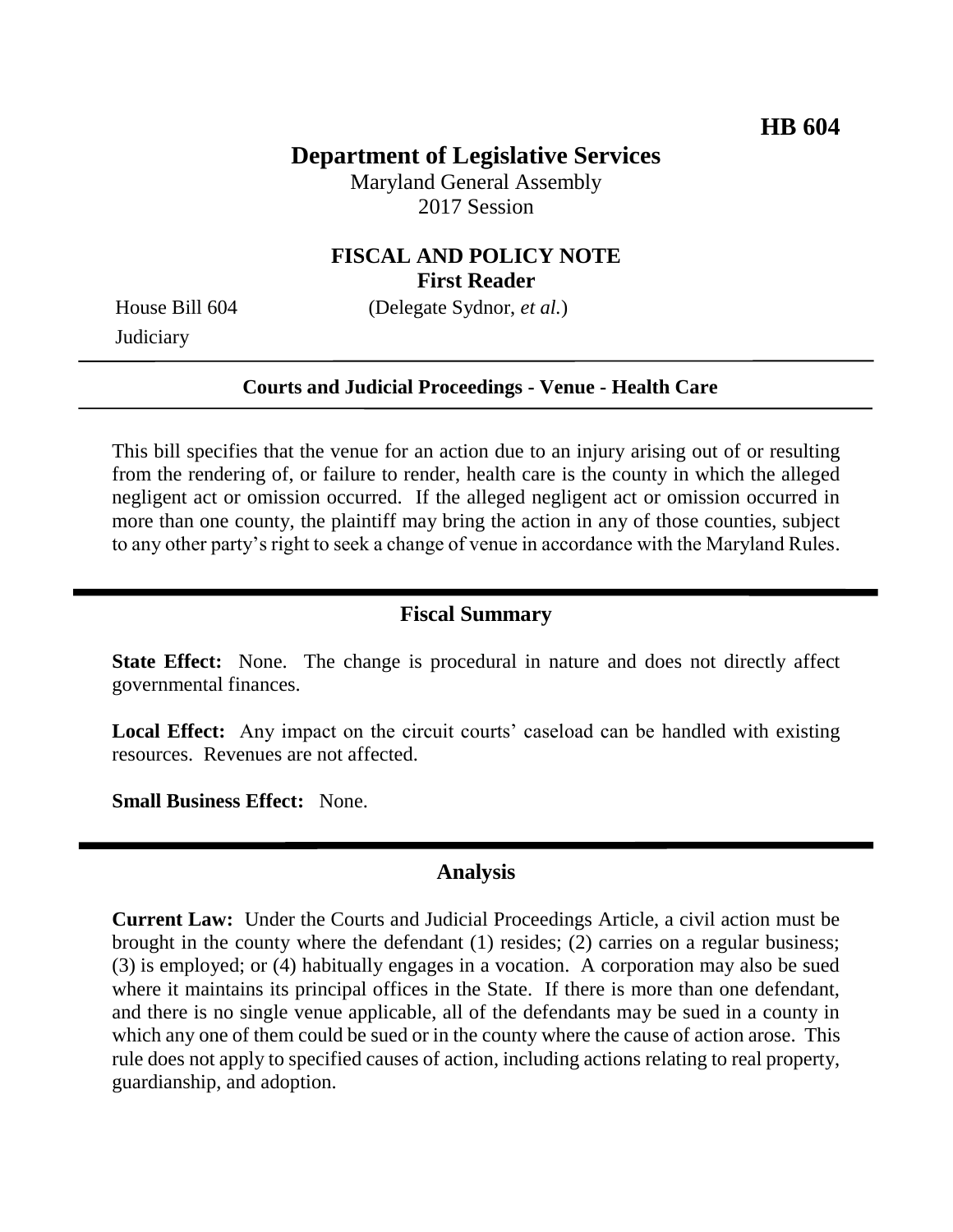**HB 604**

# Department of Legislative Services

Maryland General Assembly
2017 Session

## FISCAL AND POLICY NOTE
**First Reader**

House Bill 604 (Delegate Sydnor, *et al.*)
Judiciary

---

**Courts and Judicial Proceedings - Venue - Health Care**

---

This bill specifies that the venue for an action due to an injury arising out of or resulting from the rendering of, or failure to render, health care is the county in which the alleged negligent act or omission occurred. If the alleged negligent act or omission occurred in more than one county, the plaintiff may bring the action in any of those counties, subject to any other party's right to seek a change of venue in accordance with the Maryland Rules.

---

## Fiscal Summary

**State Effect:** None. The change is procedural in nature and does not directly affect governmental finances.

**Local Effect:** Any impact on the circuit courts' caseload can be handled with existing resources. Revenues are not affected.

**Small Business Effect:** None.

---

## Analysis

**Current Law:** Under the Courts and Judicial Proceedings Article, a civil action must be brought in the county where the defendant (1) resides; (2) carries on a regular business; (3) is employed; or (4) habitually engages in a vocation. A corporation may also be sued where it maintains its principal offices in the State. If there is more than one defendant, and there is no single venue applicable, all of the defendants may be sued in a county in which any one of them could be sued or in the county where the cause of action arose. This rule does not apply to specified causes of action, including actions relating to real property, guardianship, and adoption.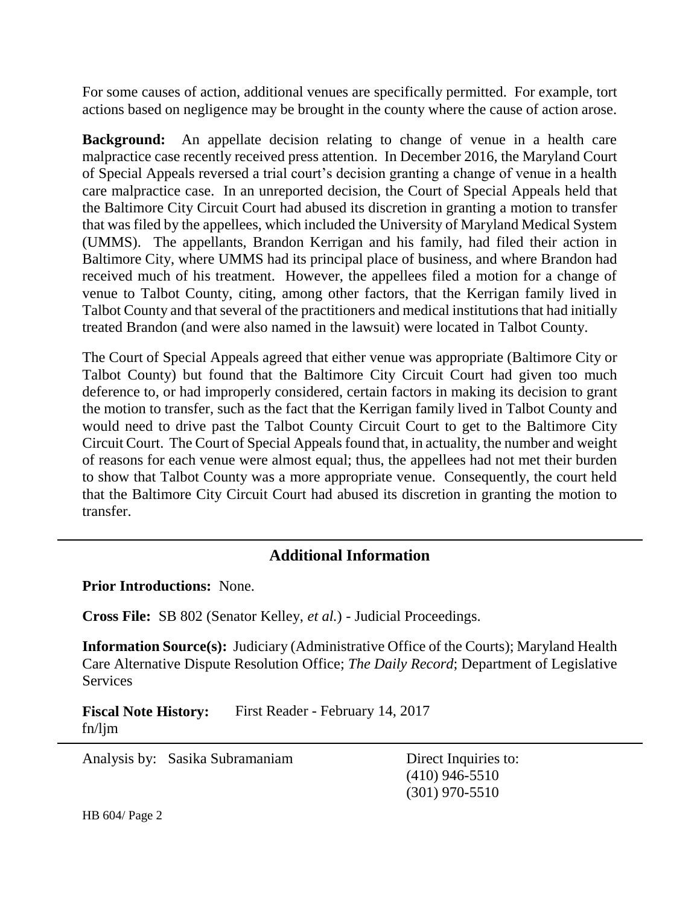For some causes of action, additional venues are specifically permitted. For example, tort actions based on negligence may be brought in the county where the cause of action arose.

**Background:** An appellate decision relating to change of venue in a health care malpractice case recently received press attention. In December 2016, the Maryland Court of Special Appeals reversed a trial court's decision granting a change of venue in a health care malpractice case. In an unreported decision, the Court of Special Appeals held that the Baltimore City Circuit Court had abused its discretion in granting a motion to transfer that was filed by the appellees, which included the University of Maryland Medical System (UMMS). The appellants, Brandon Kerrigan and his family, had filed their action in Baltimore City, where UMMS had its principal place of business, and where Brandon had received much of his treatment. However, the appellees filed a motion for a change of venue to Talbot County, citing, among other factors, that the Kerrigan family lived in Talbot County and that several of the practitioners and medical institutions that had initially treated Brandon (and were also named in the lawsuit) were located in Talbot County.

The Court of Special Appeals agreed that either venue was appropriate (Baltimore City or Talbot County) but found that the Baltimore City Circuit Court had given too much deference to, or had improperly considered, certain factors in making its decision to grant the motion to transfer, such as the fact that the Kerrigan family lived in Talbot County and would need to drive past the Talbot County Circuit Court to get to the Baltimore City Circuit Court. The Court of Special Appeals found that, in actuality, the number and weight of reasons for each venue were almost equal; thus, the appellees had not met their burden to show that Talbot County was a more appropriate venue. Consequently, the court held that the Baltimore City Circuit Court had abused its discretion in granting the motion to transfer.

## Additional Information

**Prior Introductions:** None.

**Cross File:** SB 802 (Senator Kelley, *et al.*) - Judicial Proceedings.

**Information Source(s):** Judiciary (Administrative Office of the Courts); Maryland Health Care Alternative Dispute Resolution Office; *The Daily Record*; Department of Legislative Services

**Fiscal Note History:** First Reader - February 14, 2017
fn/ljm

Analysis by: Sasika Subramaniam

Direct Inquiries to:
(410) 946-5510
(301) 970-5510